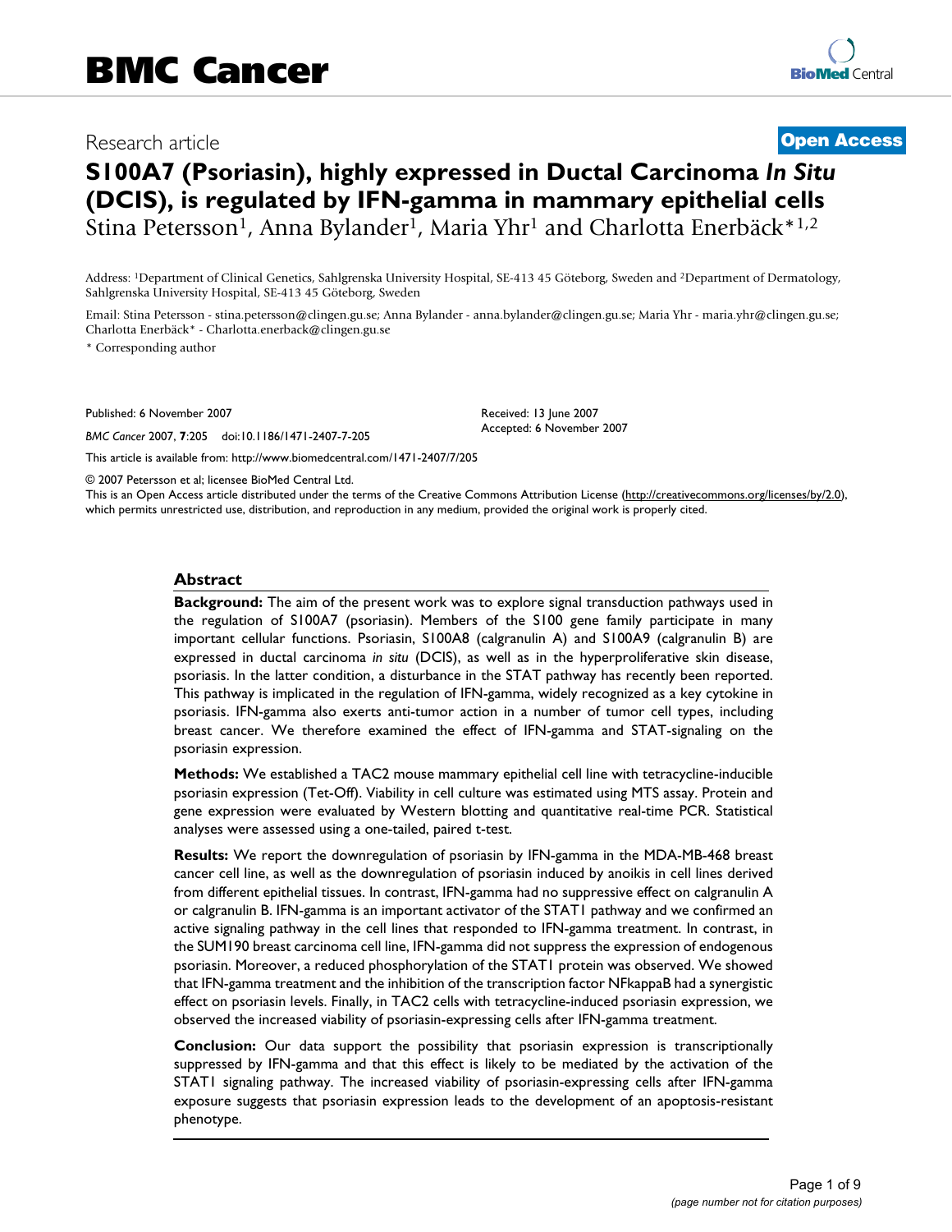Research article

**Open Access**

# S100A7 (Psoriasin), highly expressed in Ductal Carcinoma *In Situ* (DCIS), is regulated by IFN-gamma in mammary epithelial cells

Stina Petersson[1], Anna Bylander[1], Maria Yhr[1] and Charlotta Enerbäck*[1,2]

Address: [1]Department of Clinical Genetics, Sahlgrenska University Hospital, SE-413 45 Göteborg, Sweden and [2]Department of Dermatology, Sahlgrenska University Hospital, SE-413 45 Göteborg, Sweden

Email: Stina Petersson - stina.petersson@clingen.gu.se; Anna Bylander - anna.bylander@clingen.gu.se; Maria Yhr - maria.yhr@clingen.gu.se; Charlotta Enerbäck* - Charlotta.enerback@clingen.gu.se

\* Corresponding author

Published: 6 November 2007

*BMC Cancer* 2007, **7**:205 doi:10.1186/1471-2407-7-205

Received: 13 June 2007

Accepted: 6 November 2007

This article is available from: http://www.biomedcentral.com/1471-2407/7/205

© 2007 Petersson et al; licensee BioMed Central Ltd.

This is an Open Access article distributed under the terms of the Creative Commons Attribution License (http://creativecommons.org/licenses/by/2.0), which permits unrestricted use, distribution, and reproduction in any medium, provided the original work is properly cited.

## Abstract

**Background:** The aim of the present work was to explore signal transduction pathways used in the regulation of S100A7 (psoriasin). Members of the S100 gene family participate in many important cellular functions. Psoriasin, S100A8 (calgranulin A) and S100A9 (calgranulin B) are expressed in ductal carcinoma *in situ* (DCIS), as well as in the hyperproliferative skin disease, psoriasis. In the latter condition, a disturbance in the STAT pathway has recently been reported. This pathway is implicated in the regulation of IFN-gamma, widely recognized as a key cytokine in psoriasis. IFN-gamma also exerts anti-tumor action in a number of tumor cell types, including breast cancer. We therefore examined the effect of IFN-gamma and STAT-signaling on the psoriasin expression.

**Methods:** We established a TAC2 mouse mammary epithelial cell line with tetracycline-inducible psoriasin expression (Tet-Off). Viability in cell culture was estimated using MTS assay. Protein and gene expression were evaluated by Western blotting and quantitative real-time PCR. Statistical analyses were assessed using a one-tailed, paired t-test.

**Results:** We report the downregulation of psoriasin by IFN-gamma in the MDA-MB-468 breast cancer cell line, as well as the downregulation of psoriasin induced by anoikis in cell lines derived from different epithelial tissues. In contrast, IFN-gamma had no suppressive effect on calgranulin A or calgranulin B. IFN-gamma is an important activator of the STAT1 pathway and we confirmed an active signaling pathway in the cell lines that responded to IFN-gamma treatment. In contrast, in the SUM190 breast carcinoma cell line, IFN-gamma did not suppress the expression of endogenous psoriasin. Moreover, a reduced phosphorylation of the STAT1 protein was observed. We showed that IFN-gamma treatment and the inhibition of the transcription factor NFkappaB had a synergistic effect on psoriasin levels. Finally, in TAC2 cells with tetracycline-induced psoriasin expression, we observed the increased viability of psoriasin-expressing cells after IFN-gamma treatment.

**Conclusion:** Our data support the possibility that psoriasin expression is transcriptionally suppressed by IFN-gamma and that this effect is likely to be mediated by the activation of the STAT1 signaling pathway. The increased viability of psoriasin-expressing cells after IFN-gamma exposure suggests that psoriasin expression leads to the development of an apoptosis-resistant phenotype.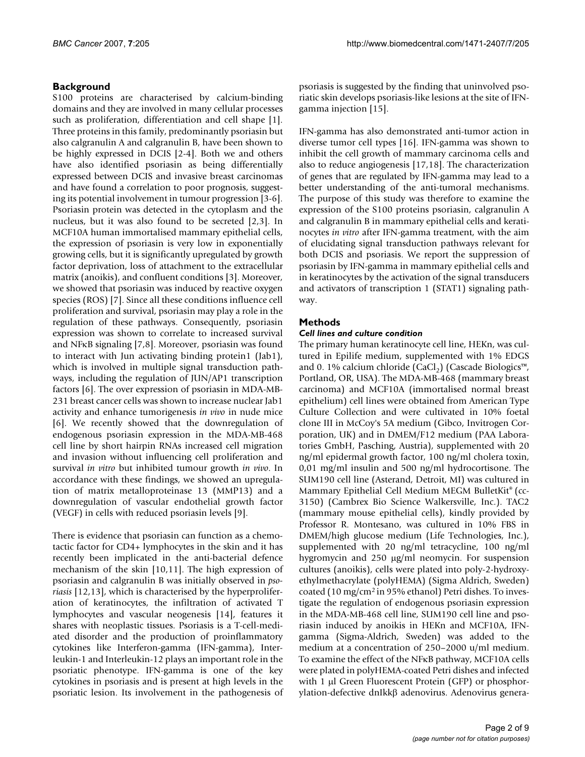## Background

S100 proteins are characterised by calcium-binding domains and they are involved in many cellular processes such as proliferation, differentiation and cell shape [1]. Three proteins in this family, predominantly psoriasin but also calgranulin A and calgranulin B, have been shown to be highly expressed in DCIS [2-4]. Both we and others have also identified psoriasin as being differentially expressed between DCIS and invasive breast carcinomas and have found a correlation to poor prognosis, suggesting its potential involvement in tumour progression [3-6]. Psoriasin protein was detected in the cytoplasm and the nucleus, but it was also found to be secreted [2,3]. In MCF10A human immortalised mammary epithelial cells, the expression of psoriasin is very low in exponentially growing cells, but it is significantly upregulated by growth factor deprivation, loss of attachment to the extracellular matrix (anoikis), and confluent conditions [3]. Moreover, we showed that psoriasin was induced by reactive oxygen species (ROS) [7]. Since all these conditions influence cell proliferation and survival, psoriasin may play a role in the regulation of these pathways. Consequently, psoriasin expression was shown to correlate to increased survival and NFκB signaling [7,8]. Moreover, psoriasin was found to interact with Jun activating binding protein1 (Jab1), which is involved in multiple signal transduction pathways, including the regulation of JUN/AP1 transcription factors [6]. The over expression of psoriasin in MDA-MB-231 breast cancer cells was shown to increase nuclear Jab1 activity and enhance tumorigenesis *in vivo* in nude mice [6]. We recently showed that the downregulation of endogenous psoriasin expression in the MDA-MB-468 cell line by short hairpin RNAs increased cell migration and invasion without influencing cell proliferation and survival *in vitro* but inhibited tumour growth *in vivo*. In accordance with these findings, we showed an upregulation of matrix metalloproteinase 13 (MMP13) and a downregulation of vascular endothelial growth factor (VEGF) in cells with reduced psoriasin levels [9].

There is evidence that psoriasin can function as a chemotactic factor for CD4+ lymphocytes in the skin and it has recently been implicated in the anti-bacterial defence mechanism of the skin [10,11]. The high expression of psoriasin and calgranulin B was initially observed in *psoriasis* [12,13], which is characterised by the hyperproliferation of keratinocytes, the infiltration of activated T lymphocytes and vascular neogenesis [14], features it shares with neoplastic tissues. Psoriasis is a T-cell-mediated disorder and the production of proinflammatory cytokines like Interferon-gamma (IFN-gamma), Interleukin-1 and Interleukin-12 plays an important role in the psoriatic phenotype. IFN-gamma is one of the key cytokines in psoriasis and is present at high levels in the psoriatic lesion. Its involvement in the pathogenesis of psoriasis is suggested by the finding that uninvolved psoriatic skin develops psoriasis-like lesions at the site of IFN-gamma injection [15].

IFN-gamma has also demonstrated anti-tumor action in diverse tumor cell types [16]. IFN-gamma was shown to inhibit the cell growth of mammary carcinoma cells and also to reduce angiogenesis [17,18]. The characterization of genes that are regulated by IFN-gamma may lead to a better understanding of the anti-tumoral mechanisms. The purpose of this study was therefore to examine the expression of the S100 proteins psoriasin, calgranulin A and calgranulin B in mammary epithelial cells and keratinocytes *in vitro* after IFN-gamma treatment, with the aim of elucidating signal transduction pathways relevant for both DCIS and psoriasis. We report the suppression of psoriasin by IFN-gamma in mammary epithelial cells and in keratinocytes by the activation of the signal transducers and activators of transcription 1 (STAT1) signaling pathway.

## Methods

### *Cell lines and culture condition*

The primary human keratinocyte cell line, HEKn, was cultured in Epilife medium, supplemented with 1% EDGS and 0. 1% calcium chloride ($CaCl_2$) (Cascade Biologics™, Portland, OR, USA). The MDA-MB-468 (mammary breast carcinoma) and MCF10A (immortalised normal breast epithelium) cell lines were obtained from American Type Culture Collection and were cultivated in 10% foetal clone III in McCoy's 5A medium (Gibco, Invitrogen Corporation, UK) and in DMEM/F12 medium (PAA Laboratories GmbH, Pasching, Austria), supplemented with 20 ng/ml epidermal growth factor, 100 ng/ml cholera toxin, 0,01 mg/ml insulin and 500 ng/ml hydrocortisone. The SUM190 cell line (Asterand, Detroit, MI) was cultured in Mammary Epithelial Cell Medium MEGM BulletKit® (cc-3150) (Cambrex Bio Science Walkersville, Inc.). TAC2 (mammary mouse epithelial cells), kindly provided by Professor R. Montesano, was cultured in 10% FBS in DMEM/high glucose medium (Life Technologies, Inc.), supplemented with 20 ng/ml tetracycline, 100 ng/ml hygromycin and 250 μg/ml neomycin. For suspension cultures (anoikis), cells were plated into poly-2-hydroxyethylmethacrylate (polyHEMA) (Sigma Aldrich, Sweden) coated (10 mg/$cm^2$ in 95% ethanol) Petri dishes. To investigate the regulation of endogenous psoriasin expression in the MDA-MB-468 cell line, SUM190 cell line and psoriasin induced by anoikis in HEKn and MCF10A, IFN-gamma (Sigma-Aldrich, Sweden) was added to the medium at a concentration of 250–2000 u/ml medium. To examine the effect of the NFκB pathway, MCF10A cells were plated in polyHEMA-coated Petri dishes and infected with 1 μl Green Fluorescent Protein (GFP) or phosphorylation-defective dnIkkβ adenovirus. Adenovirus genera-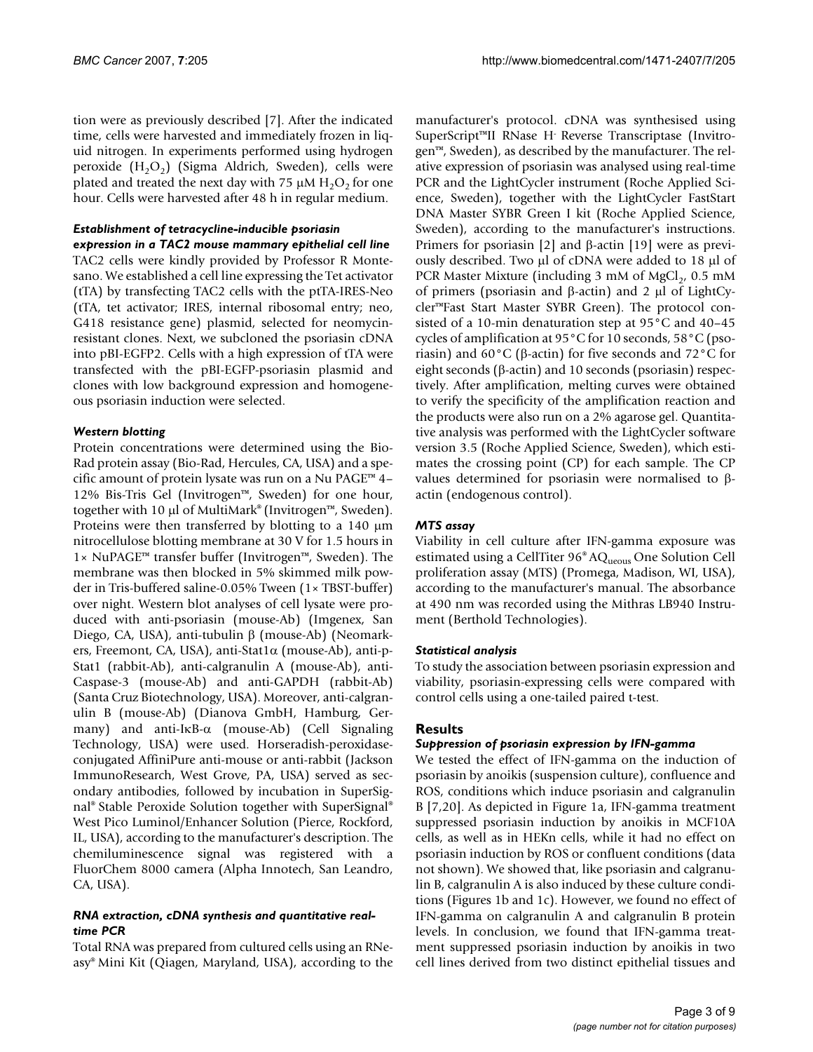tion were as previously described [7]. After the indicated time, cells were harvested and immediately frozen in liquid nitrogen. In experiments performed using hydrogen peroxide ($H_2O_2$) (Sigma Aldrich, Sweden), cells were plated and treated the next day with 75 μM $H_2O_2$ for one hour. Cells were harvested after 48 h in regular medium.

### *Establishment of tetracycline-inducible psoriasin expression in a TAC2 mouse mammary epithelial cell line*

TAC2 cells were kindly provided by Professor R Montesano. We established a cell line expressing the Tet activator (tTA) by transfecting TAC2 cells with the ptTA-IRES-Neo (tTA, tet activator; IRES, internal ribosomal entry; neo, G418 resistance gene) plasmid, selected for neomycin-resistant clones. Next, we subcloned the psoriasin cDNA into pBI-EGFP2. Cells with a high expression of tTA were transfected with the pBI-EGFP-psoriasin plasmid and clones with low background expression and homogeneous psoriasin induction were selected.

### *Western blotting*

Protein concentrations were determined using the Bio-Rad protein assay (Bio-Rad, Hercules, CA, USA) and a specific amount of protein lysate was run on a Nu PAGE™ 4–12% Bis-Tris Gel (Invitrogen™, Sweden) for one hour, together with 10 μl of MultiMark® (Invitrogen™, Sweden). Proteins were then transferred by blotting to a 140 μm nitrocellulose blotting membrane at 30 V for 1.5 hours in 1× NuPAGE™ transfer buffer (Invitrogen™, Sweden). The membrane was then blocked in 5% skimmed milk powder in Tris-buffered saline-0.05% Tween (1× TBST-buffer) over night. Western blot analyses of cell lysate were produced with anti-psoriasin (mouse-Ab) (Imgenex, San Diego, CA, USA), anti-tubulin β (mouse-Ab) (Neomarkers, Freemont, CA, USA), anti-Stat1α (mouse-Ab), anti-p-Stat1 (rabbit-Ab), anti-calgranulin A (mouse-Ab), anti-Caspase-3 (mouse-Ab) and anti-GAPDH (rabbit-Ab) (Santa Cruz Biotechnology, USA). Moreover, anti-calgranulin B (mouse-Ab) (Dianova GmbH, Hamburg, Germany) and anti-IκB-α (mouse-Ab) (Cell Signaling Technology, USA) were used. Horseradish-peroxidase-conjugated AffiniPure anti-mouse or anti-rabbit (Jackson ImmunoResearch, West Grove, PA, USA) served as secondary antibodies, followed by incubation in SuperSignal® Stable Peroxide Solution together with SuperSignal® West Pico Luminol/Enhancer Solution (Pierce, Rockford, IL, USA), according to the manufacturer's description. The chemiluminescence signal was registered with a FluorChem 8000 camera (Alpha Innotech, San Leandro, CA, USA).

### *RNA extraction, cDNA synthesis and quantitative real-time PCR*

Total RNA was prepared from cultured cells using an RNeasy® Mini Kit (Qiagen, Maryland, USA), according to the manufacturer's protocol. cDNA was synthesised using SuperScript™II RNase H$^-$ Reverse Transcriptase (Invitrogen™, Sweden), as described by the manufacturer. The relative expression of psoriasin was analysed using real-time PCR and the LightCycler instrument (Roche Applied Science, Sweden), together with the LightCycler FastStart DNA Master SYBR Green I kit (Roche Applied Science, Sweden), according to the manufacturer's instructions. Primers for psoriasin [2] and β-actin [19] were as previously described. Two μl of cDNA were added to 18 μl of PCR Master Mixture (including 3 mM of $MgCl_2$, 0.5 mM of primers (psoriasin and β-actin) and 2 μl of LightCycler™Fast Start Master SYBR Green). The protocol consisted of a 10-min denaturation step at 95°C and 40–45 cycles of amplification at 95°C for 10 seconds, 58°C (psoriasin) and 60°C (β-actin) for five seconds and 72°C for eight seconds (β-actin) and 10 seconds (psoriasin) respectively. After amplification, melting curves were obtained to verify the specificity of the amplification reaction and the products were also run on a 2% agarose gel. Quantitative analysis was performed with the LightCycler software version 3.5 (Roche Applied Science, Sweden), which estimates the crossing point (CP) for each sample. The CP values determined for psoriasin were normalised to β-actin (endogenous control).

### *MTS assay*

Viability in cell culture after IFN-gamma exposure was estimated using a CellTiter 96® $AQ_{ueous}$ One Solution Cell proliferation assay (MTS) (Promega, Madison, WI, USA), according to the manufacturer's manual. The absorbance at 490 nm was recorded using the Mithras LB940 Instrument (Berthold Technologies).

### *Statistical analysis*

To study the association between psoriasin expression and viability, psoriasin-expressing cells were compared with control cells using a one-tailed paired t-test.

## Results

### *Suppression of psoriasin expression by IFN-gamma*

We tested the effect of IFN-gamma on the induction of psoriasin by anoikis (suspension culture), confluence and ROS, conditions which induce psoriasin and calgranulin B [7,20]. As depicted in Figure 1a, IFN-gamma treatment suppressed psoriasin induction by anoikis in MCF10A cells, as well as in HEKn cells, while it had no effect on psoriasin induction by ROS or confluent conditions (data not shown). We showed that, like psoriasin and calgranulin B, calgranulin A is also induced by these culture conditions (Figures 1b and 1c). However, we found no effect of IFN-gamma on calgranulin A and calgranulin B protein levels. In conclusion, we found that IFN-gamma treatment suppressed psoriasin induction by anoikis in two cell lines derived from two distinct epithelial tissues and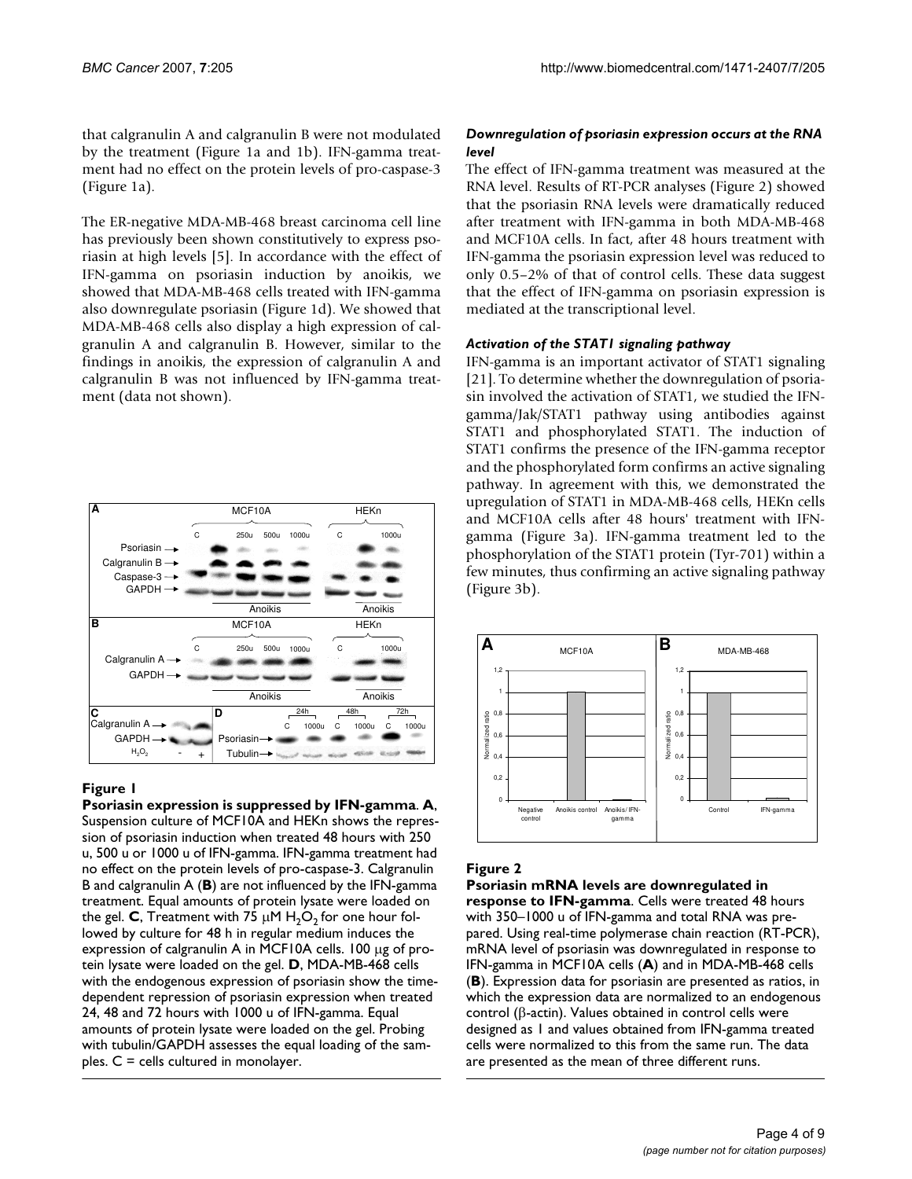that calgranulin A and calgranulin B were not modulated by the treatment (Figure 1a and 1b). IFN-gamma treatment had no effect on the protein levels of pro-caspase-3 (Figure 1a).

The ER-negative MDA-MB-468 breast carcinoma cell line has previously been shown constitutively to express psoriasin at high levels [5]. In accordance with the effect of IFN-gamma on psoriasin induction by anoikis, we showed that MDA-MB-468 cells treated with IFN-gamma also downregulate psoriasin (Figure 1d). We showed that MDA-MB-468 cells also display a high expression of calgranulin A and calgranulin B. However, similar to the findings in anoikis, the expression of calgranulin A and calgranulin B was not influenced by IFN-gamma treatment (data not shown).

**Figure 1**

**Psoriasin expression is suppressed by IFN-gamma**. **A**, Suspension culture of MCF10A and HEKn shows the repression of psoriasin induction when treated 48 hours with 250 u, 500 u or 1000 u of IFN-gamma. IFN-gamma treatment had no effect on the protein levels of pro-caspase-3. Calgranulin B and calgranulin A (**B**) are not influenced by the IFN-gamma treatment. Equal amounts of protein lysate were loaded on the gel. **C**, Treatment with 75 μM $H_2O_2$ for one hour followed by culture for 48 h in regular medium induces the expression of calgranulin A in MCF10A cells. 100 μg of protein lysate were loaded on the gel. **D**, MDA-MB-468 cells with the endogenous expression of psoriasin show the time-dependent repression of psoriasin expression when treated 24, 48 and 72 hours with 1000 u of IFN-gamma. Equal amounts of protein lysate were loaded on the gel. Probing with tubulin/GAPDH assesses the equal loading of the samples. C = cells cultured in monolayer.

### *Downregulation of psoriasin expression occurs at the RNA level*

The effect of IFN-gamma treatment was measured at the RNA level. Results of RT-PCR analyses (Figure 2) showed that the psoriasin RNA levels were dramatically reduced after treatment with IFN-gamma in both MDA-MB-468 and MCF10A cells. In fact, after 48 hours treatment with IFN-gamma the psoriasin expression level was reduced to only 0.5–2% of that of control cells. These data suggest that the effect of IFN-gamma on psoriasin expression is mediated at the transcriptional level.

### *Activation of the STAT1 signaling pathway*

IFN-gamma is an important activator of STAT1 signaling [21]. To determine whether the downregulation of psoriasin involved the activation of STAT1, we studied the IFN-gamma/Jak/STAT1 pathway using antibodies against STAT1 and phosphorylated STAT1. The induction of STAT1 confirms the presence of the IFN-gamma receptor and the phosphorylated form confirms an active signaling pathway. In agreement with this, we demonstrated the upregulation of STAT1 in MDA-MB-468 cells, HEKn cells and MCF10A cells after 48 hours' treatment with IFN-gamma (Figure 3a). IFN-gamma treatment led to the phosphorylation of the STAT1 protein (Tyr-701) within a few minutes, thus confirming an active signaling pathway (Figure 3b).

**Figure 2**

**Psoriasin mRNA levels are downregulated in response to IFN-gamma**. Cells were treated 48 hours with 350–1000 u of IFN-gamma and total RNA was prepared. Using real-time polymerase chain reaction (RT-PCR), mRNA level of psoriasin was downregulated in response to IFN-gamma in MCF10A cells (**A**) and in MDA-MB-468 cells (**B**). Expression data for psoriasin are presented as ratios, in which the expression data are normalized to an endogenous control (β-actin). Values obtained in control cells were designed as 1 and values obtained from IFN-gamma treated cells were normalized to this from the same run. The data are presented as the mean of three different runs.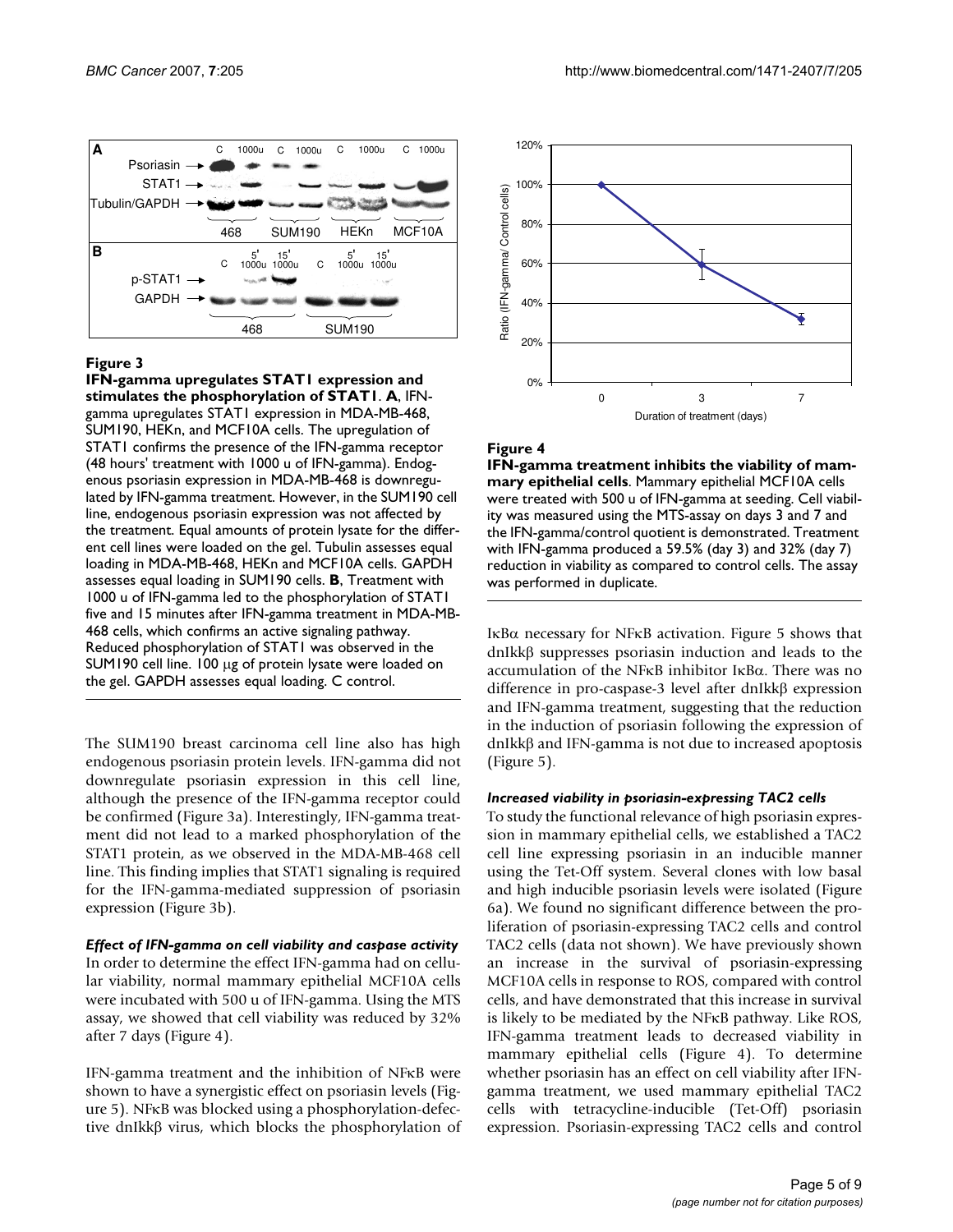**Figure 3**

**IFN-gamma upregulates STAT1 expression and stimulates the phosphorylation of STAT1**. **A**, IFN-gamma upregulates STAT1 expression in MDA-MB-468, SUM190, HEKn, and MCF10A cells. The upregulation of STAT1 confirms the presence of the IFN-gamma receptor (48 hours' treatment with 1000 u of IFN-gamma). Endogenous psoriasin expression in MDA-MB-468 is downregulated by IFN-gamma treatment. However, in the SUM190 cell line, endogenous psoriasin expression was not affected by the treatment. Equal amounts of protein lysate for the different cell lines were loaded on the gel. Tubulin assesses equal loading in MDA-MB-468, HEKn and MCF10A cells. GAPDH assesses equal loading in SUM190 cells. **B**, Treatment with 1000 u of IFN-gamma led to the phosphorylation of STAT1 five and 15 minutes after IFN-gamma treatment in MDA-MB-468 cells, which confirms an active signaling pathway. Reduced phosphorylation of STAT1 was observed in the SUM190 cell line. 100 μg of protein lysate were loaded on the gel. GAPDH assesses equal loading. C control.

**Figure 4**

**IFN-gamma treatment inhibits the viability of mammary epithelial cells**. Mammary epithelial MCF10A cells were treated with 500 u of IFN-gamma at seeding. Cell viability was measured using the MTS-assay on days 3 and 7 and the IFN-gamma/control quotient is demonstrated. Treatment with IFN-gamma produced a 59.5% (day 3) and 32% (day 7) reduction in viability as compared to control cells. The assay was performed in duplicate.

The SUM190 breast carcinoma cell line also has high endogenous psoriasin protein levels. IFN-gamma did not downregulate psoriasin expression in this cell line, although the presence of the IFN-gamma receptor could be confirmed (Figure 3a). Interestingly, IFN-gamma treatment did not lead to a marked phosphorylation of the STAT1 protein, as we observed in the MDA-MB-468 cell line. This finding implies that STAT1 signaling is required for the IFN-gamma-mediated suppression of psoriasin expression (Figure 3b).

### *Effect of IFN-gamma on cell viability and caspase activity*

In order to determine the effect IFN-gamma had on cellular viability, normal mammary epithelial MCF10A cells were incubated with 500 u of IFN-gamma. Using the MTS assay, we showed that cell viability was reduced by 32% after 7 days (Figure 4).

IFN-gamma treatment and the inhibition of NFκB were shown to have a synergistic effect on psoriasin levels (Figure 5). NFκB was blocked using a phosphorylation-defective dnIkkβ virus, which blocks the phosphorylation of IκBα necessary for NFκB activation. Figure 5 shows that dnIkkβ suppresses psoriasin induction and leads to the accumulation of the NFκB inhibitor IκBα. There was no difference in pro-caspase-3 level after dnIkkβ expression and IFN-gamma treatment, suggesting that the reduction in the induction of psoriasin following the expression of dnIkkβ and IFN-gamma is not due to increased apoptosis (Figure 5).

### *Increased viability in psoriasin-expressing TAC2 cells*

To study the functional relevance of high psoriasin expression in mammary epithelial cells, we established a TAC2 cell line expressing psoriasin in an inducible manner using the Tet-Off system. Several clones with low basal and high inducible psoriasin levels were isolated (Figure 6a). We found no significant difference between the proliferation of psoriasin-expressing TAC2 cells and control TAC2 cells (data not shown). We have previously shown an increase in the survival of psoriasin-expressing MCF10A cells in response to ROS, compared with control cells, and have demonstrated that this increase in survival is likely to be mediated by the NFκB pathway. Like ROS, IFN-gamma treatment leads to decreased viability in mammary epithelial cells (Figure 4). To determine whether psoriasin has an effect on cell viability after IFN-gamma treatment, we used mammary epithelial TAC2 cells with tetracycline-inducible (Tet-Off) psoriasin expression. Psoriasin-expressing TAC2 cells and control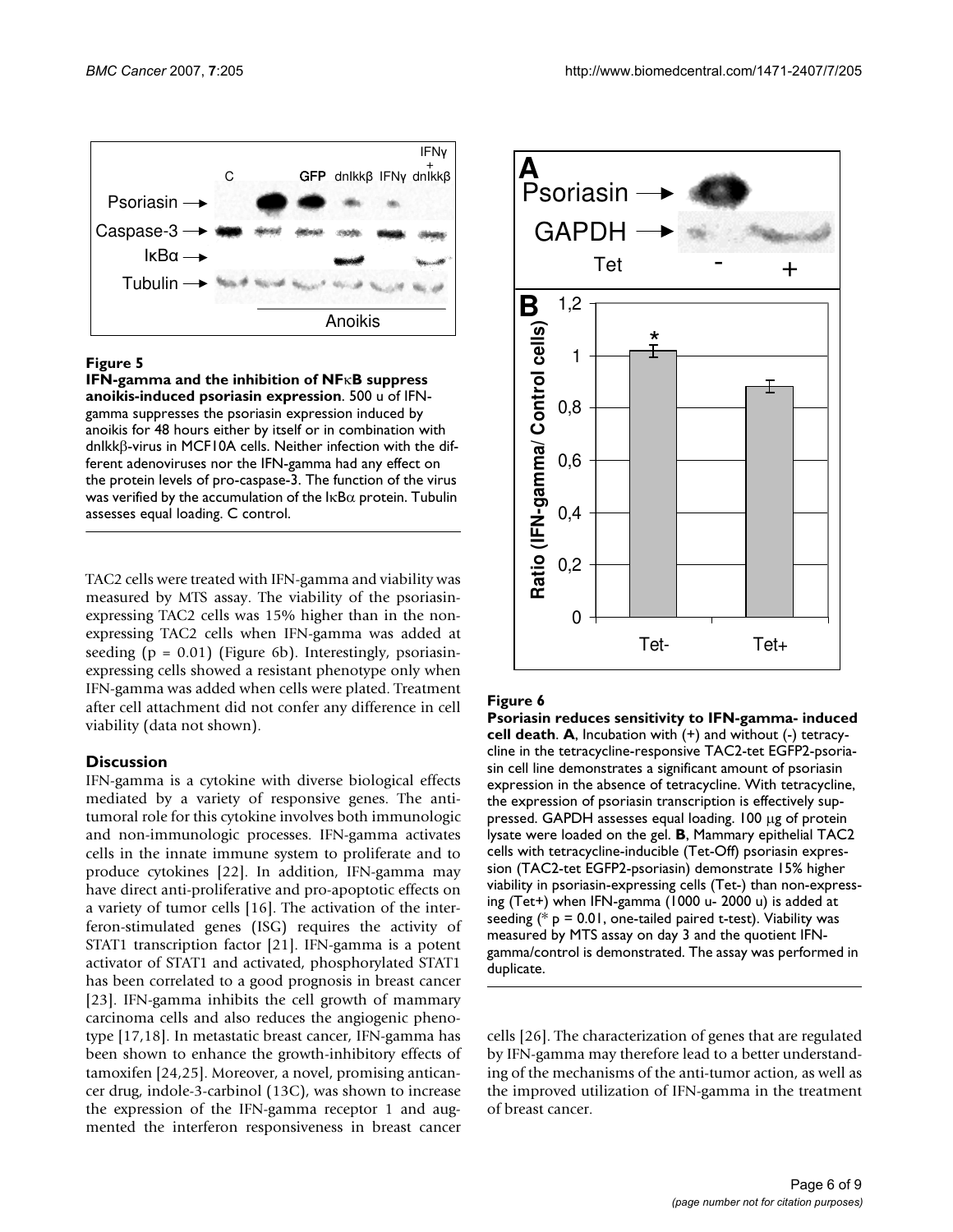**Figure 5**

**IFN-gamma and the inhibition of NFκB suppress anoikis-induced psoriasin expression**. 500 u of IFN-gamma suppresses the psoriasin expression induced by anoikis for 48 hours either by itself or in combination with dnIkkβ-virus in MCF10A cells. Neither infection with the different adenoviruses nor the IFN-gamma had any effect on the protein levels of pro-caspase-3. The function of the virus was verified by the accumulation of the IκBα protein. Tubulin assesses equal loading. C control.

TAC2 cells were treated with IFN-gamma and viability was measured by MTS assay. The viability of the psoriasin-expressing TAC2 cells was 15% higher than in the non-expressing TAC2 cells when IFN-gamma was added at seeding ($p = 0.01$) (Figure 6b). Interestingly, psoriasin-expressing cells showed a resistant phenotype only when IFN-gamma was added when cells were plated. Treatment after cell attachment did not confer any difference in cell viability (data not shown).

## Discussion

IFN-gamma is a cytokine with diverse biological effects mediated by a variety of responsive genes. The anti-tumoral role for this cytokine involves both immunologic and non-immunologic processes. IFN-gamma activates cells in the innate immune system to proliferate and to produce cytokines [22]. In addition, IFN-gamma may have direct anti-proliferative and pro-apoptotic effects on a variety of tumor cells [16]. The activation of the interferon-stimulated genes (ISG) requires the activity of STAT1 transcription factor [21]. IFN-gamma is a potent activator of STAT1 and activated, phosphorylated STAT1 has been correlated to a good prognosis in breast cancer [23]. IFN-gamma inhibits the cell growth of mammary carcinoma cells and also reduces the angiogenic phenotype [17,18]. In metastatic breast cancer, IFN-gamma has been shown to enhance the growth-inhibitory effects of tamoxifen [24,25]. Moreover, a novel, promising anticancer drug, indole-3-carbinol (13C), was shown to increase the expression of the IFN-gamma receptor 1 and augmented the interferon responsiveness in breast cancer cells [26]. The characterization of genes that are regulated by IFN-gamma may therefore lead to a better understanding of the mechanisms of the anti-tumor action, as well as the improved utilization of IFN-gamma in the treatment of breast cancer.

**Figure 6**

**Psoriasin reduces sensitivity to IFN-gamma- induced cell death**. **A**, Incubation with (+) and without (-) tetracycline in the tetracycline-responsive TAC2-tet EGFP2-psoriasin cell line demonstrates a significant amount of psoriasin expression in the absence of tetracycline. With tetracycline, the expression of psoriasin transcription is effectively suppressed. GAPDH assesses equal loading. 100 μg of protein lysate were loaded on the gel. **B**, Mammary epithelial TAC2 cells with tetracycline-inducible (Tet-Off) psoriasin expression (TAC2-tet EGFP2-psoriasin) demonstrate 15% higher viability in psoriasin-expressing cells (Tet-) than non-expressing (Tet+) when IFN-gamma (1000 u- 2000 u) is added at seeding (* $p = 0.01$, one-tailed paired t-test). Viability was measured by MTS assay on day 3 and the quotient IFN-gamma/control is demonstrated. The assay was performed in duplicate.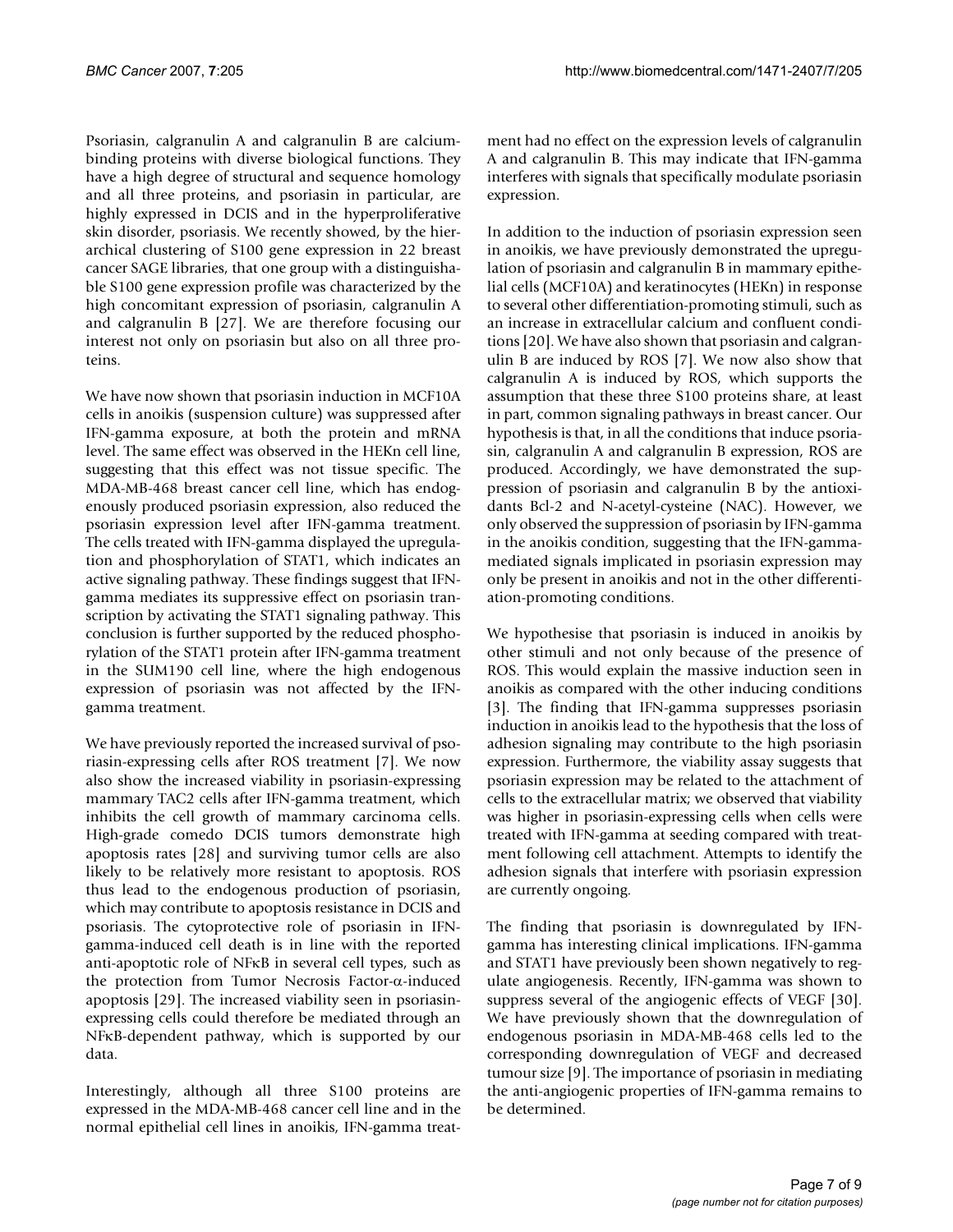Psoriasin, calgranulin A and calgranulin B are calcium-binding proteins with diverse biological functions. They have a high degree of structural and sequence homology and all three proteins, and psoriasin in particular, are highly expressed in DCIS and in the hyperproliferative skin disorder, psoriasis. We recently showed, by the hierarchical clustering of S100 gene expression in 22 breast cancer SAGE libraries, that one group with a distinguishable S100 gene expression profile was characterized by the high concomitant expression of psoriasin, calgranulin A and calgranulin B [27]. We are therefore focusing our interest not only on psoriasin but also on all three proteins.

We have now shown that psoriasin induction in MCF10A cells in anoikis (suspension culture) was suppressed after IFN-gamma exposure, at both the protein and mRNA level. The same effect was observed in the HEKn cell line, suggesting that this effect was not tissue specific. The MDA-MB-468 breast cancer cell line, which has endogenously produced psoriasin expression, also reduced the psoriasin expression level after IFN-gamma treatment. The cells treated with IFN-gamma displayed the upregulation and phosphorylation of STAT1, which indicates an active signaling pathway. These findings suggest that IFN-gamma mediates its suppressive effect on psoriasin transcription by activating the STAT1 signaling pathway. This conclusion is further supported by the reduced phosphorylation of the STAT1 protein after IFN-gamma treatment in the SUM190 cell line, where the high endogenous expression of psoriasin was not affected by the IFN-gamma treatment.

We have previously reported the increased survival of psoriasin-expressing cells after ROS treatment [7]. We now also show the increased viability in psoriasin-expressing mammary TAC2 cells after IFN-gamma treatment, which inhibits the cell growth of mammary carcinoma cells. High-grade comedo DCIS tumors demonstrate high apoptosis rates [28] and surviving tumor cells are also likely to be relatively more resistant to apoptosis. ROS thus lead to the endogenous production of psoriasin, which may contribute to apoptosis resistance in DCIS and psoriasis. The cytoprotective role of psoriasin in IFN-gamma-induced cell death is in line with the reported anti-apoptotic role of NFκB in several cell types, such as the protection from Tumor Necrosis Factor-α-induced apoptosis [29]. The increased viability seen in psoriasin-expressing cells could therefore be mediated through an NFκB-dependent pathway, which is supported by our data.

Interestingly, although all three S100 proteins are expressed in the MDA-MB-468 cancer cell line and in the normal epithelial cell lines in anoikis, IFN-gamma treatment had no effect on the expression levels of calgranulin A and calgranulin B. This may indicate that IFN-gamma interferes with signals that specifically modulate psoriasin expression.

In addition to the induction of psoriasin expression seen in anoikis, we have previously demonstrated the upregulation of psoriasin and calgranulin B in mammary epithelial cells (MCF10A) and keratinocytes (HEKn) in response to several other differentiation-promoting stimuli, such as an increase in extracellular calcium and confluent conditions [20]. We have also shown that psoriasin and calgranulin B are induced by ROS [7]. We now also show that calgranulin A is induced by ROS, which supports the assumption that these three S100 proteins share, at least in part, common signaling pathways in breast cancer. Our hypothesis is that, in all the conditions that induce psoriasin, calgranulin A and calgranulin B expression, ROS are produced. Accordingly, we have demonstrated the suppression of psoriasin and calgranulin B by the antioxidants Bcl-2 and N-acetyl-cysteine (NAC). However, we only observed the suppression of psoriasin by IFN-gamma in the anoikis condition, suggesting that the IFN-gamma-mediated signals implicated in psoriasin expression may only be present in anoikis and not in the other differentiation-promoting conditions.

We hypothesise that psoriasin is induced in anoikis by other stimuli and not only because of the presence of ROS. This would explain the massive induction seen in anoikis as compared with the other inducing conditions [3]. The finding that IFN-gamma suppresses psoriasin induction in anoikis lead to the hypothesis that the loss of adhesion signaling may contribute to the high psoriasin expression. Furthermore, the viability assay suggests that psoriasin expression may be related to the attachment of cells to the extracellular matrix; we observed that viability was higher in psoriasin-expressing cells when cells were treated with IFN-gamma at seeding compared with treatment following cell attachment. Attempts to identify the adhesion signals that interfere with psoriasin expression are currently ongoing.

The finding that psoriasin is downregulated by IFN-gamma has interesting clinical implications. IFN-gamma and STAT1 have previously been shown negatively to regulate angiogenesis. Recently, IFN-gamma was shown to suppress several of the angiogenic effects of VEGF [30]. We have previously shown that the downregulation of endogenous psoriasin in MDA-MB-468 cells led to the corresponding downregulation of VEGF and decreased tumour size [9]. The importance of psoriasin in mediating the anti-angiogenic properties of IFN-gamma remains to be determined.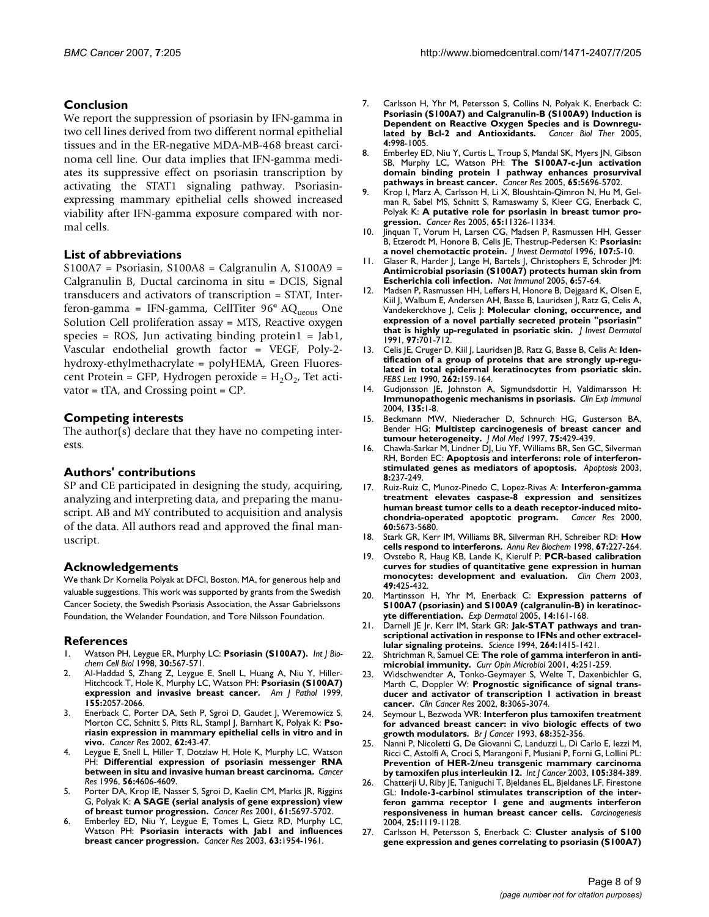## Conclusion

We report the suppression of psoriasin by IFN-gamma in two cell lines derived from two different normal epithelial tissues and in the ER-negative MDA-MB-468 breast carcinoma cell line. Our data implies that IFN-gamma mediates its suppressive effect on psoriasin transcription by activating the STAT1 signaling pathway. Psoriasin-expressing mammary epithelial cells showed increased viability after IFN-gamma exposure compared with normal cells.

## List of abbreviations

S100A7 = Psoriasin, S100A8 = Calgranulin A, S100A9 = Calgranulin B, Ductal carcinoma in situ = DCIS, Signal transducers and activators of transcription = STAT, Interferon-gamma = IFN-gamma, CellTiter 96® $AQ_{ueous}$ One Solution Cell proliferation assay = MTS, Reactive oxygen species = ROS, Jun activating binding protein1 = Jab1, Vascular endothelial growth factor = VEGF, Poly-2-hydroxy-ethylmethacrylate = polyHEMA, Green Fluorescent Protein = GFP, Hydrogen peroxide = $H_2O_2$, Tet activator = tTA, and Crossing point = CP.

## Competing interests

The author(s) declare that they have no competing interests.

## Authors' contributions

SP and CE participated in designing the study, acquiring, analyzing and interpreting data, and preparing the manuscript. AB and MY contributed to acquisition and analysis of the data. All authors read and approved the final manuscript.

## Acknowledgements

We thank Dr Kornelia Polyak at DFCI, Boston, MA, for generous help and valuable suggestions. This work was supported by grants from the Swedish Cancer Society, the Swedish Psoriasis Association, the Assar Gabrielssons Foundation, the Welander Foundation, and Tore Nilsson Foundation.

## References

1. Watson PH, Leygue ER, Murphy LC: **Psoriasin (S100A7).** *Int J Biochem Cell Biol* 1998, **30:**567-571.
2. Al-Haddad S, Zhang Z, Leygue E, Snell L, Huang A, Niu Y, Hiller-Hitchcock T, Hole K, Murphy LC, Watson PH: **Psoriasin (S100A7) expression and invasive breast cancer.** *Am J Pathol* 1999, **155:**2057-2066.
3. Enerback C, Porter DA, Seth P, Sgroi D, Gaudet J, Weremowicz S, Morton CC, Schnitt S, Pitts RL, Stampl J, Barnhart K, Polyak K: **Psoriasin expression in mammary epithelial cells in vitro and in vivo.** *Cancer Res* 2002, **62:**43-47.
4. Leygue E, Snell L, Hiller T, Dotzlaw H, Hole K, Murphy LC, Watson PH: **Differential expression of psoriasin messenger RNA between in situ and invasive human breast carcinoma.** *Cancer Res* 1996, **56:**4606-4609.
5. Porter DA, Krop IE, Nasser S, Sgroi D, Kaelin CM, Marks JR, Riggins G, Polyak K: **A SAGE (serial analysis of gene expression) view of breast tumor progression.** *Cancer Res* 2001, **61:**5697-5702.
6. Emberley ED, Niu Y, Leygue E, Tomes L, Gietz RD, Murphy LC, Watson PH: **Psoriasin interacts with Jab1 and influences breast cancer progression.** *Cancer Res* 2003, **63:**1954-1961.
7. Carlsson H, Yhr M, Petersson S, Collins N, Polyak K, Enerback C: **Psoriasin (S100A7) and Calgranulin-B (S100A9) Induction is Dependent on Reactive Oxygen Species and is Downregulated by Bcl-2 and Antioxidants.** *Cancer Biol Ther* 2005, **4:**998-1005.
8. Emberley ED, Niu Y, Curtis L, Troup S, Mandal SK, Myers JN, Gibson SB, Murphy LC, Watson PH: **The S100A7-c-Jun activation domain binding protein 1 pathway enhances prosurvival pathways in breast cancer.** *Cancer Res* 2005, **65:**5696-5702.
9. Krop I, Marz A, Carlsson H, Li X, Bloushtain-Qimron N, Hu M, Gelman R, Sabel MS, Schnitt S, Ramaswamy S, Kleer CG, Enerback C, Polyak K: **A putative role for psoriasin in breast tumor progression.** *Cancer Res* 2005, **65:**11326-11334.
10. Jinquan T, Vorum H, Larsen CG, Madsen P, Rasmussen HH, Gesser B, Etzerodt M, Honore B, Celis JE, Thestrup-Pedersen K: **Psoriasin: a novel chemotactic protein.** *J Invest Dermatol* 1996, **107:**5-10.
11. Glaser R, Harder J, Lange H, Bartels J, Christophers E, Schroder JM: **Antimicrobial psoriasin (S100A7) protects human skin from Escherichia coli infection.** *Nat Immunol* 2005, **6:**57-64.
12. Madsen P, Rasmussen HH, Leffers H, Honore B, Dejgaard K, Olsen E, Kiil J, Walbum E, Andersen AH, Basse B, Lauridsen J, Ratz G, Celis A, Vandekerckhove J, Celis J: **Molecular cloning, occurrence, and expression of a novel partially secreted protein "psoriasin" that is highly up-regulated in psoriatic skin.** *J Invest Dermatol* 1991, **97:**701-712.
13. Celis JE, Cruger D, Kiil J, Lauridsen JB, Ratz G, Basse B, Celis A: **Identification of a group of proteins that are strongly up-regulated in total epidermal keratinocytes from psoriatic skin.** *FEBS Lett* 1990, **262:**159-164.
14. Gudjonsson JE, Johnston A, Sigmundsdottir H, Valdimarsson H: **Immunopathogenic mechanisms in psoriasis.** *Clin Exp Immunol* 2004, **135:**1-8.
15. Beckmann MW, Niederacher D, Schnurch HG, Gusterson BA, Bender HG: **Multistep carcinogenesis of breast cancer and tumour heterogeneity.** *J Mol Med* 1997, **75:**429-439.
16. Chawla-Sarkar M, Lindner DJ, Liu YF, Williams BR, Sen GC, Silverman RH, Borden EC: **Apoptosis and interferons: role of interferon-stimulated genes as mediators of apoptosis.** *Apoptosis* 2003, **8:**237-249.
17. Ruiz-Ruiz C, Munoz-Pinedo C, Lopez-Rivas A: **Interferon-gamma treatment elevates caspase-8 expression and sensitizes human breast tumor cells to a death receptor-induced mitochondria-operated apoptotic program.** *Cancer Res* 2000, **60:**5673-5680.
18. Stark GR, Kerr IM, Williams BR, Silverman RH, Schreiber RD: **How cells respond to interferons.** *Annu Rev Biochem* 1998, **67:**227-264.
19. Ovstebo R, Haug KB, Lande K, Kierulf P: **PCR-based calibration curves for studies of quantitative gene expression in human monocytes: development and evaluation.** *Clin Chem* 2003, **49:**425-432.
20. Martinsson H, Yhr M, Enerback C: **Expression patterns of S100A7 (psoriasin) and S100A9 (calgranulin-B) in keratinocyte differentiation.** *Exp Dermatol* 2005, **14:**161-168.
21. Darnell JE Jr, Kerr IM, Stark GR: **Jak-STAT pathways and transcriptional activation in response to IFNs and other extracellular signaling proteins.** *Science* 1994, **264:**1415-1421.
22. Shtrichman R, Samuel CE: **The role of gamma interferon in antimicrobial immunity.** *Curr Opin Microbiol* 2001, **4:**251-259.
23. Widschwendter A, Tonko-Geymayer S, Welte T, Daxenbichler G, Marth C, Doppler W: **Prognostic significance of signal transducer and activator of transcription 1 activation in breast cancer.** *Clin Cancer Res* 2002, **8:**3065-3074.
24. Seymour L, Bezwoda WR: **Interferon plus tamoxifen treatment for advanced breast cancer: in vivo biologic effects of two growth modulators.** *Br J Cancer* 1993, **68:**352-356.
25. Nanni P, Nicoletti G, De Giovanni C, Landuzzi L, Di Carlo E, Iezzi M, Ricci C, Astolfi A, Croci S, Marangoni F, Musiani P, Forni G, Lollini PL: **Prevention of HER-2/neu transgenic mammary carcinoma by tamoxifen plus interleukin 12.** *Int J Cancer* 2003, **105:**384-389.
26. Chatterji U, Riby JE, Taniguchi T, Bjeldanes EL, Bjeldanes LF, Firestone GL: **Indole-3-carbinol stimulates transcription of the interferon gamma receptor 1 gene and augments interferon responsiveness in human breast cancer cells.** *Carcinogenesis* 2004, **25:**1119-1128.
27. Carlsson H, Petersson S, Enerback C: **Cluster analysis of S100 gene expression and genes correlating to psoriasin (S100A7)**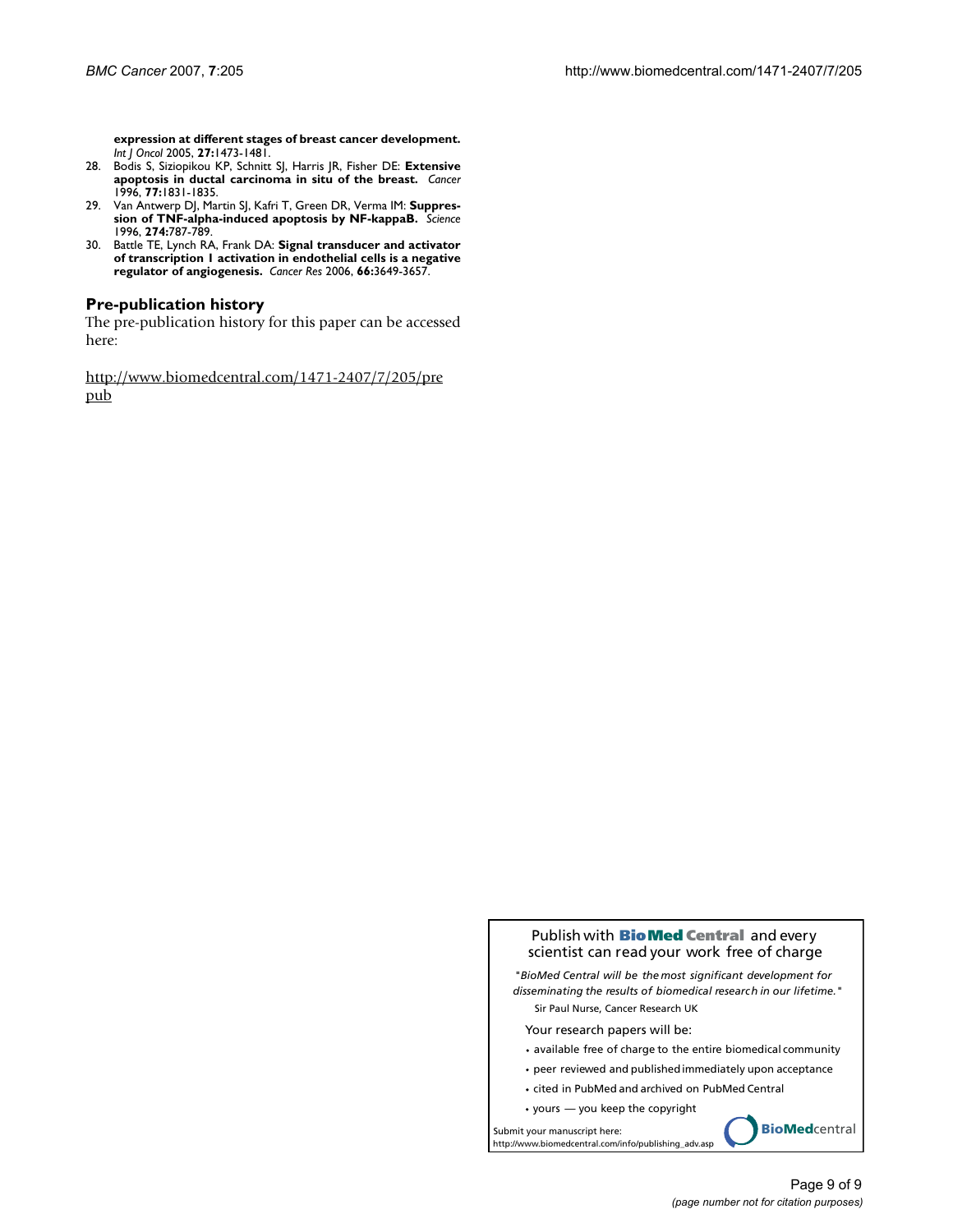**expression at different stages of breast cancer development.** *Int J Oncol* 2005, **27:**1473-1481.

28. Bodis S, Siziopikou KP, Schnitt SJ, Harris JR, Fisher DE: **Extensive apoptosis in ductal carcinoma in situ of the breast.** *Cancer* 1996, **77:**1831-1835.
29. Van Antwerp DJ, Martin SJ, Kafri T, Green DR, Verma IM: **Suppression of TNF-alpha-induced apoptosis by NF-kappaB.** *Science* 1996, **274:**787-789.
30. Battle TE, Lynch RA, Frank DA: **Signal transducer and activator of transcription 1 activation in endothelial cells is a negative regulator of angiogenesis.** *Cancer Res* 2006, **66:**3649-3657.

## Pre-publication history

The pre-publication history for this paper can be accessed here:

http://www.biomedcentral.com/1471-2407/7/205/prepub

Publish with **BioMed Central** and every scientist can read your work free of charge

*"BioMed Central will be the most significant development for disseminating the results of biomedical research in our lifetime."*
Sir Paul Nurse, Cancer Research UK

Your research papers will be:

- available free of charge to the entire biomedical community
- peer reviewed and published immediately upon acceptance
- cited in PubMed and archived on PubMed Central
- yours — you keep the copyright

Submit your manuscript here:
http://www.biomedcentral.com/info/publishing_adv.asp

**BioMed**central